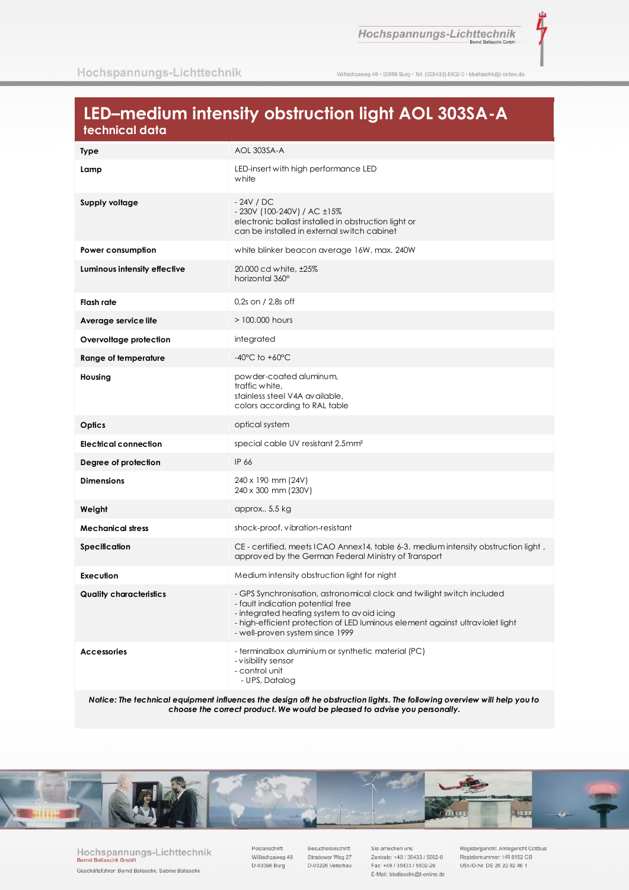# LED–medium intensity obstruction light AOL 303SA-A

## technical data

| Type | AOL 303SA-A |
|---|---|
| Lamp | LED-insert with high performance LED<br>white |
| Supply voltage | - 24V / DC<br>- 230V (100-240V) / AC ±15%<br>electronic ballast installed in obstruction light or<br>can be installed in external switch cabinet |
| Power consumption | white blinker beacon average 16W, max. 240W |
| Luminous intensity effective | 20.000 cd white, ±25%<br>horizontal 360° |
| Flash rate | 0,2s on / 2,8s off |
| Average service life | > 100.000 hours |
| Overvoltage protection | integrated |
| Range of temperature | -40°C to +60°C |
| Housing | powder-coated aluminum,<br>traffic white,<br>stainless steel V4A available,<br>colors according to RAL table |
| Optics | optical system |
| Electrical connection | special cable UV resistant 2.5mm² |
| Degree of protection | IP 66 |
| Dimensions | 240 x 190 mm (24V)<br>240 x 300 mm (230V) |
| Weight | approx.. 5,5 kg |
| Mechanical stress | shock-proof, vibration-resistant |
| Specification | CE - certified, meets ICAO Annex14, table 6-3. medium intensity obstruction light , approved by the German Federal Ministry of Transport |
| Execution | Medium intensity obstruction light for night |
| Quality characteristics | - GPS Synchronisation, astronomical clock and twilight switch included<br>- fault indication potential free<br>- integrated heating system to avoid icing<br>- high-efficient protection of LED luminous element against ultraviolet light<br>- well-proven system since 1999 |
| Accessories | - terminalbox aluminium or synthetic material (PC)<br>- visibility sensor<br>- control unit<br>- UPS, Datalog |

***Notice: The technical equipment influences the design off he obstruction lights. The following overview will help you to choose the correct product. We would be pleased to advise you personally.***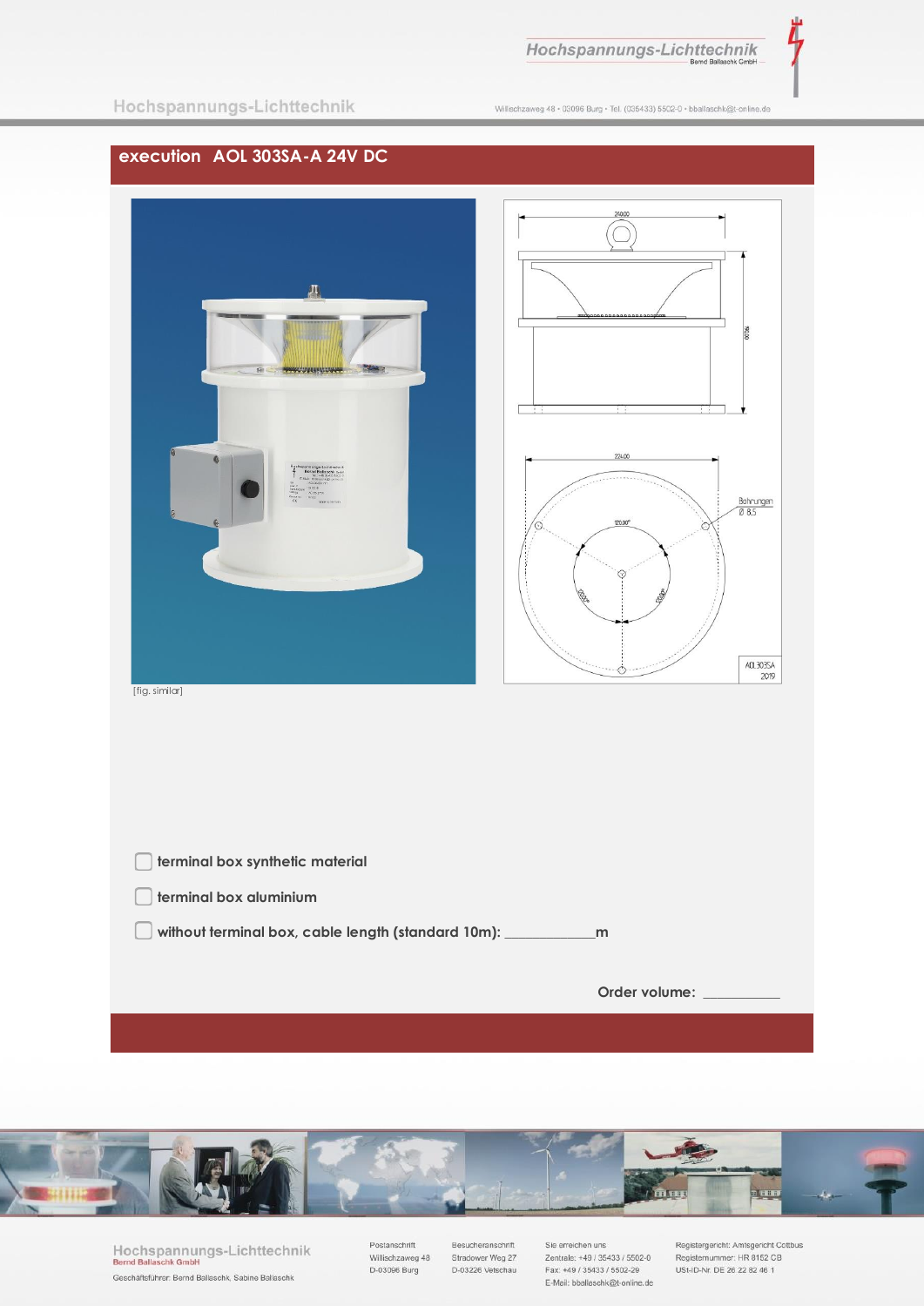## execution AOL 303SA-A 24V DC

[fig. similar]

☐ terminal box synthetic material

☐ terminal box aluminium

☐ without terminal box, cable length (standard 10m): ____________m

Order volume: ___________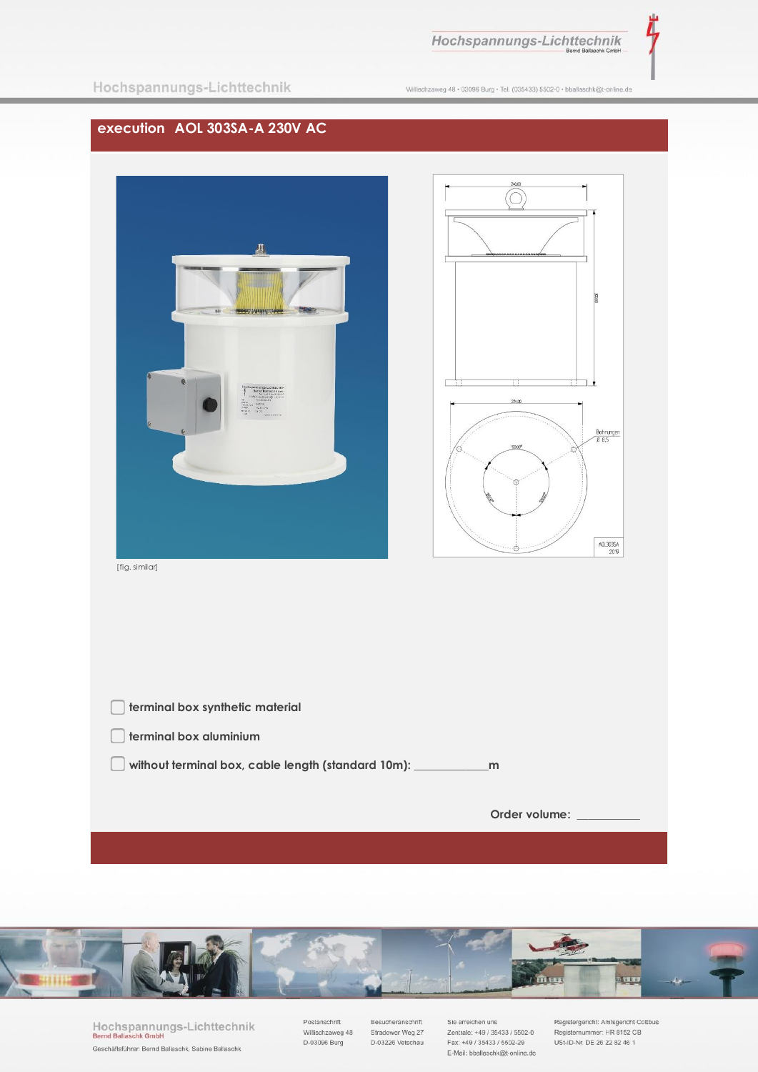## execution AOL 303SA-A 230V AC

[fig. similar]

- ☐ terminal box synthetic material
- ☐ terminal box aluminium
- ☐ without terminal box, cable length (standard 10m): ____________m

Order volume: ___________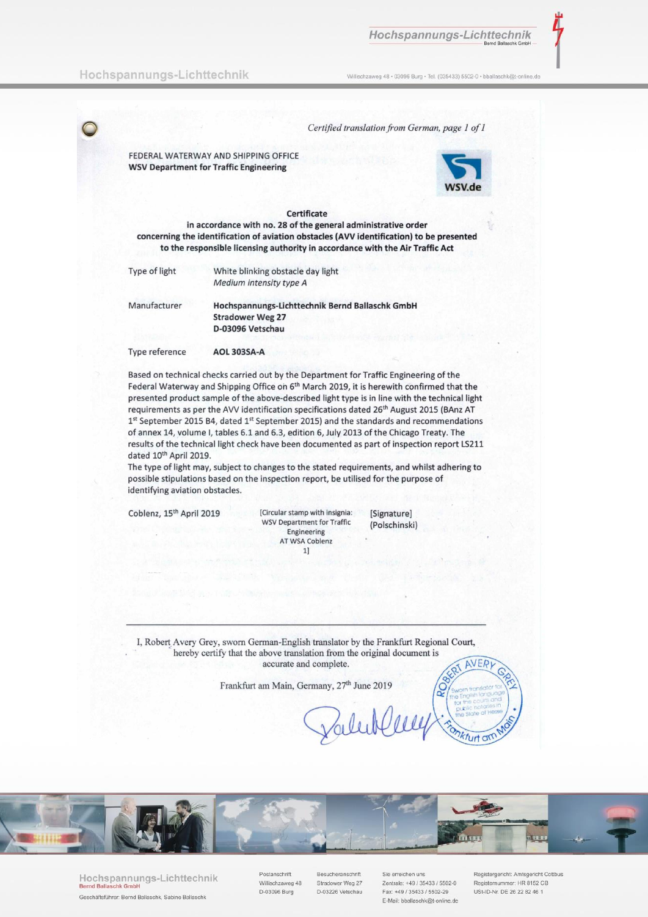*Certified translation from German, page 1 of 1*

FEDERAL WATERWAY AND SHIPPING OFFICE
**WSV Department for Traffic Engineering**

WSV.de

**Certificate**
**in accordance with no. 28 of the general administrative order concerning the identification of aviation obstacles (AVV identification) to be presented to the responsible licensing authority in accordance with the Air Traffic Act**

| | |
|---|---|
| Type of light | White blinking obstacle day light<br>*Medium intensity type A* |
| Manufacturer | **Hochspannungs-Lichttechnik Bernd Ballaschk GmbH**<br>**Stradower Weg 27**<br>**D-03096 Vetschau** |
| Type reference | **AOL 303SA-A** |

Based on technical checks carried out by the Department for Traffic Engineering of the Federal Waterway and Shipping Office on 6th March 2019, it is herewith confirmed that the presented product sample of the above-described light type is in line with the technical light requirements as per the AVV identification specifications dated 26th August 2015 (BAnz AT 1st September 2015 B4, dated 1st September 2015) and the standards and recommendations of annex 14, volume I, tables 6.1 and 6.3, edition 6, July 2013 of the Chicago Treaty. The results of the technical light check have been documented as part of inspection report LS211 dated 10th April 2019.
The type of light may, subject to changes to the stated requirements, and whilst adhering to possible stipulations based on the inspection report, be utilised for the purpose of identifying aviation obstacles.

Coblenz, 15th April 2019 [Circular stamp with insignia: WSV Department for Traffic Engineering AT WSA Coblenz 1] [Signature] (Polschinski)

---

I, Robert Avery Grey, sworn German-English translator by the Frankfurt Regional Court, hereby certify that the above translation from the original document is accurate and complete.

Frankfurt am Main, Germany, 27th June 2019

[Stamp: Robert Avery Grey – Sworn translator for the English language for the courts and public notaries in the State of Hesse – Frankfurt am Main]